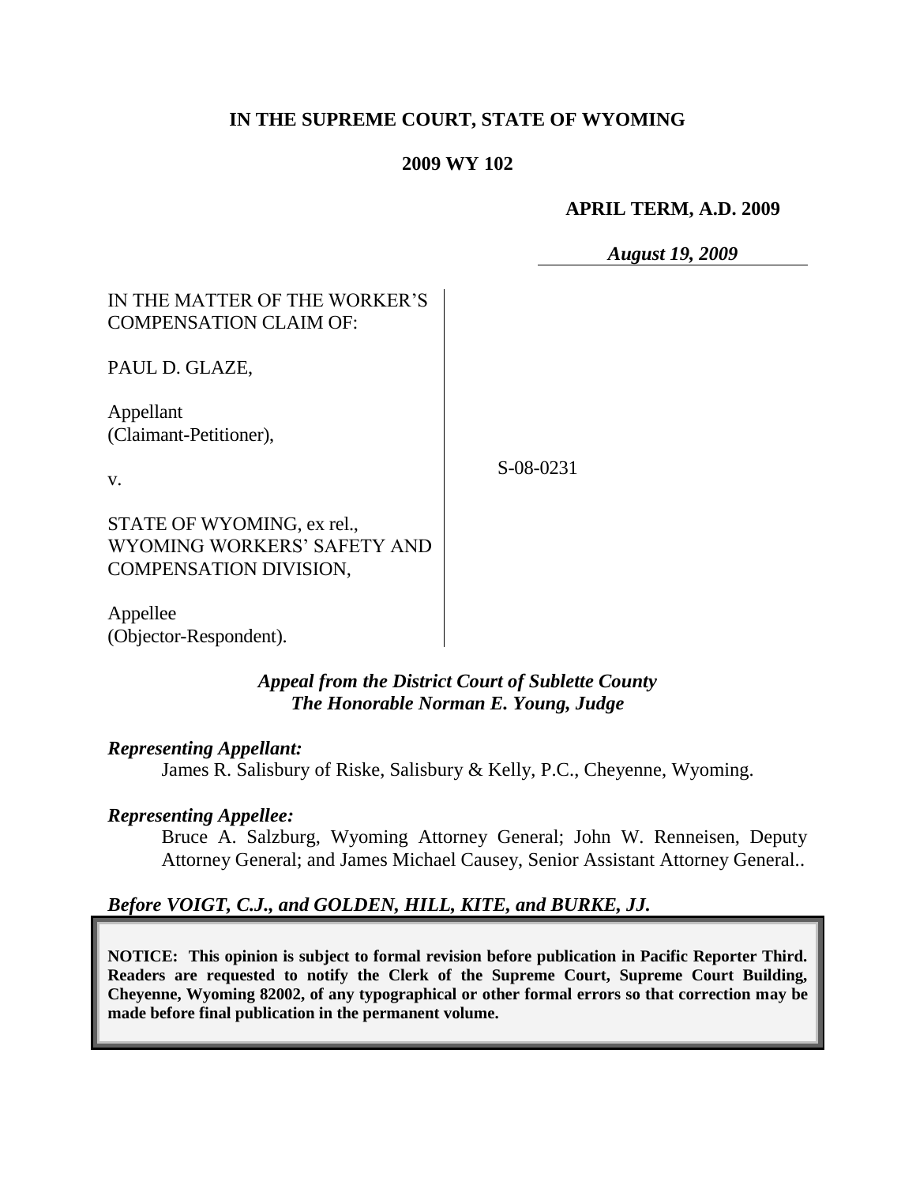**IN THE SUPREME COURT, STATE OF WYOMING**

**2009 WY 102**

**APRIL TERM, A.D. 2009**

***August 19, 2009***

IN THE MATTER OF THE WORKER'S COMPENSATION CLAIM OF:

PAUL D. GLAZE,

Appellant (Claimant-Petitioner),

v.

STATE OF WYOMING, ex rel., WYOMING WORKERS' SAFETY AND COMPENSATION DIVISION,

Appellee (Objector-Respondent).

S-08-0231

***Appeal from the District Court of Sublette County***
***The Honorable Norman E. Young, Judge***

***Representing Appellant:***

James R. Salisbury of Riske, Salisbury & Kelly, P.C., Cheyenne, Wyoming.

***Representing Appellee:***

Bruce A. Salzburg, Wyoming Attorney General; John W. Renneisen, Deputy Attorney General; and James Michael Causey, Senior Assistant Attorney General..

***Before VOIGT, C.J., and GOLDEN, HILL, KITE, and BURKE, JJ.***

**NOTICE: This opinion is subject to formal revision before publication in Pacific Reporter Third. Readers are requested to notify the Clerk of the Supreme Court, Supreme Court Building, Cheyenne, Wyoming 82002, of any typographical or other formal errors so that correction may be made before final publication in the permanent volume.**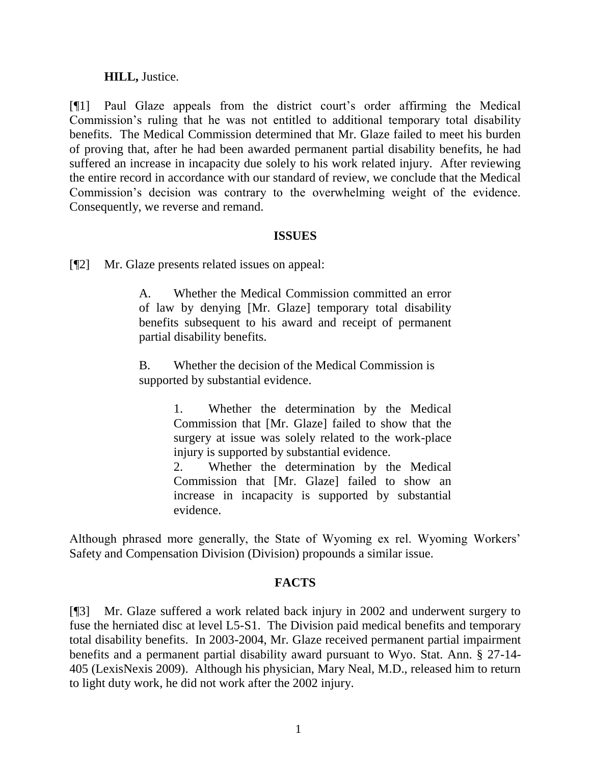**HILL,** Justice.

[¶1] Paul Glaze appeals from the district court's order affirming the Medical Commission's ruling that he was not entitled to additional temporary total disability benefits. The Medical Commission determined that Mr. Glaze failed to meet his burden of proving that, after he had been awarded permanent partial disability benefits, he had suffered an increase in incapacity due solely to his work related injury. After reviewing the entire record in accordance with our standard of review, we conclude that the Medical Commission's decision was contrary to the overwhelming weight of the evidence. Consequently, we reverse and remand.

## ISSUES

[¶2] Mr. Glaze presents related issues on appeal:

> A. Whether the Medical Commission committed an error of law by denying [Mr. Glaze] temporary total disability benefits subsequent to his award and receipt of permanent partial disability benefits.
>
> B. Whether the decision of the Medical Commission is supported by substantial evidence.
>
> > 1. Whether the determination by the Medical Commission that [Mr. Glaze] failed to show that the surgery at issue was solely related to the work-place injury is supported by substantial evidence.
> > 2. Whether the determination by the Medical Commission that [Mr. Glaze] failed to show an increase in incapacity is supported by substantial evidence.

Although phrased more generally, the State of Wyoming ex rel. Wyoming Workers' Safety and Compensation Division (Division) propounds a similar issue.

## FACTS

[¶3] Mr. Glaze suffered a work related back injury in 2002 and underwent surgery to fuse the herniated disc at level L5-S1. The Division paid medical benefits and temporary total disability benefits. In 2003-2004, Mr. Glaze received permanent partial impairment benefits and a permanent partial disability award pursuant to Wyo. Stat. Ann. § 27-14-405 (LexisNexis 2009). Although his physician, Mary Neal, M.D., released him to return to light duty work, he did not work after the 2002 injury.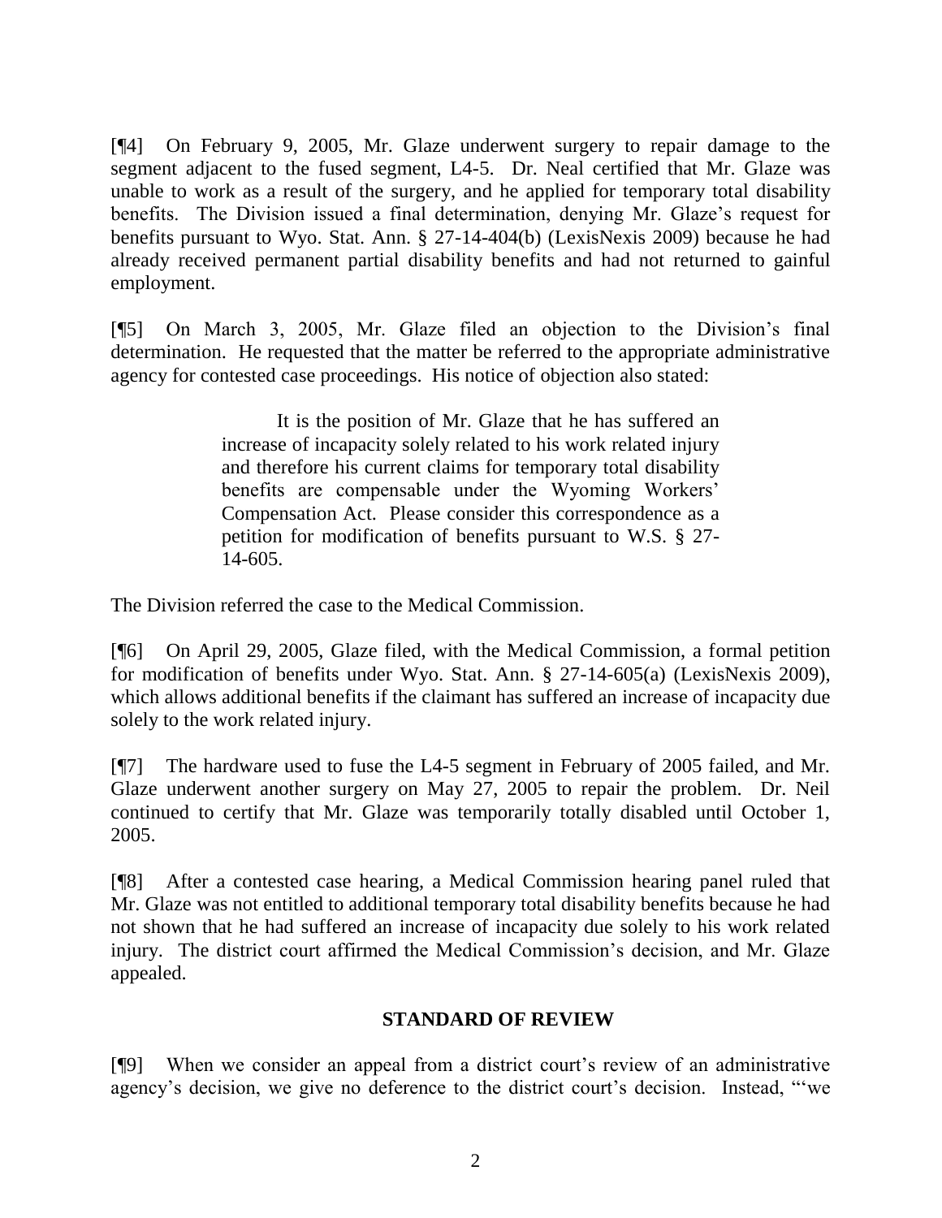[¶4] On February 9, 2005, Mr. Glaze underwent surgery to repair damage to the segment adjacent to the fused segment, L4-5. Dr. Neal certified that Mr. Glaze was unable to work as a result of the surgery, and he applied for temporary total disability benefits. The Division issued a final determination, denying Mr. Glaze's request for benefits pursuant to Wyo. Stat. Ann. § 27-14-404(b) (LexisNexis 2009) because he had already received permanent partial disability benefits and had not returned to gainful employment.

[¶5] On March 3, 2005, Mr. Glaze filed an objection to the Division's final determination. He requested that the matter be referred to the appropriate administrative agency for contested case proceedings. His notice of objection also stated:

> It is the position of Mr. Glaze that he has suffered an increase of incapacity solely related to his work related injury and therefore his current claims for temporary total disability benefits are compensable under the Wyoming Workers' Compensation Act. Please consider this correspondence as a petition for modification of benefits pursuant to W.S. § 27-14-605.

The Division referred the case to the Medical Commission.

[¶6] On April 29, 2005, Glaze filed, with the Medical Commission, a formal petition for modification of benefits under Wyo. Stat. Ann. § 27-14-605(a) (LexisNexis 2009), which allows additional benefits if the claimant has suffered an increase of incapacity due solely to the work related injury.

[¶7] The hardware used to fuse the L4-5 segment in February of 2005 failed, and Mr. Glaze underwent another surgery on May 27, 2005 to repair the problem. Dr. Neil continued to certify that Mr. Glaze was temporarily totally disabled until October 1, 2005.

[¶8] After a contested case hearing, a Medical Commission hearing panel ruled that Mr. Glaze was not entitled to additional temporary total disability benefits because he had not shown that he had suffered an increase of incapacity due solely to his work related injury. The district court affirmed the Medical Commission's decision, and Mr. Glaze appealed.

## STANDARD OF REVIEW

[¶9] When we consider an appeal from a district court's review of an administrative agency's decision, we give no deference to the district court's decision. Instead, "'we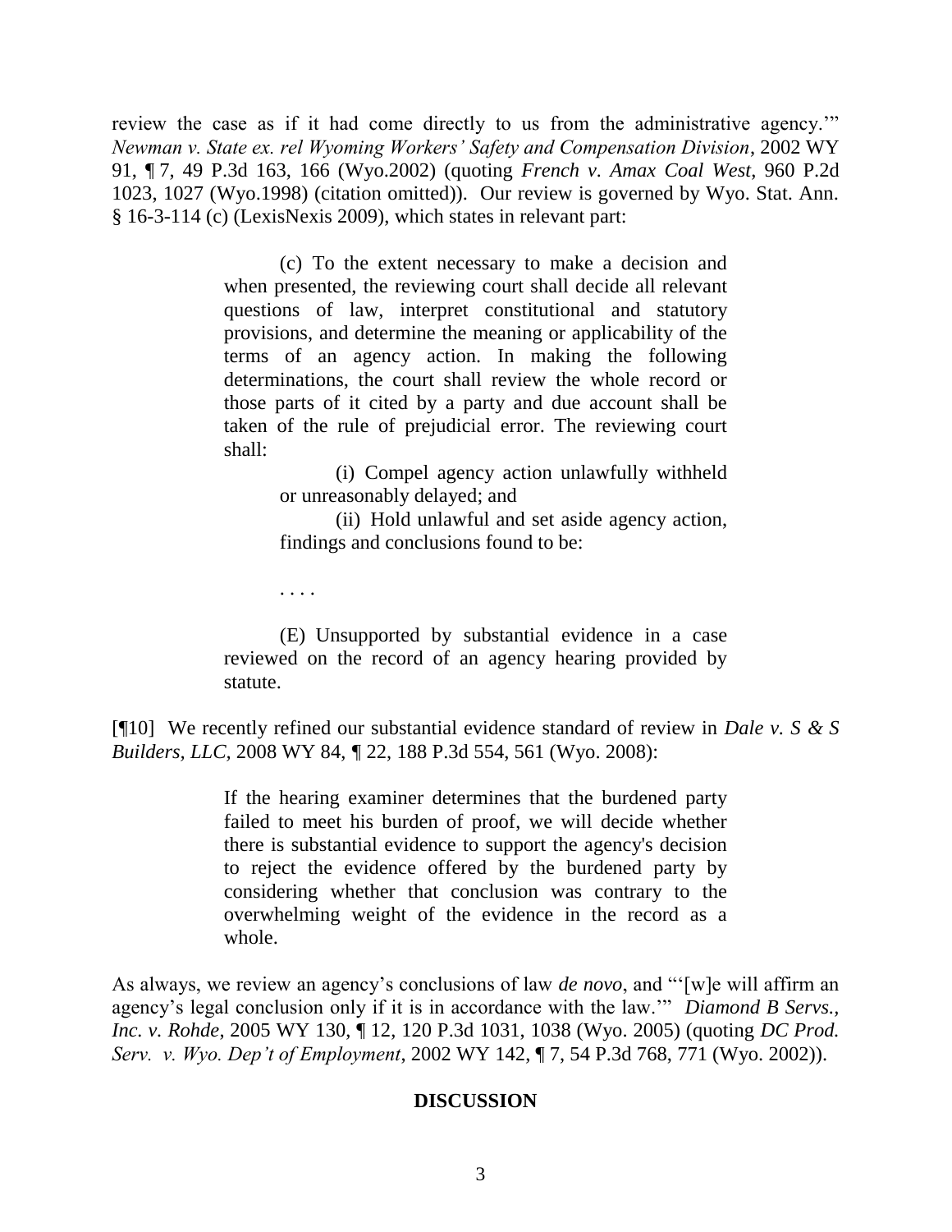review the case as if it had come directly to us from the administrative agency.'" *Newman v. State ex. rel Wyoming Workers' Safety and Compensation Division*, 2002 WY 91, ¶ 7, 49 P.3d 163, 166 (Wyo.2002) (quoting *French v. Amax Coal West*, 960 P.2d 1023, 1027 (Wyo.1998) (citation omitted)). Our review is governed by Wyo. Stat. Ann. § 16-3-114 (c) (LexisNexis 2009), which states in relevant part:

> (c) To the extent necessary to make a decision and when presented, the reviewing court shall decide all relevant questions of law, interpret constitutional and statutory provisions, and determine the meaning or applicability of the terms of an agency action. In making the following determinations, the court shall review the whole record or those parts of it cited by a party and due account shall be taken of the rule of prejudicial error. The reviewing court shall:
>
> (i) Compel agency action unlawfully withheld or unreasonably delayed; and
>
> (ii) Hold unlawful and set aside agency action, findings and conclusions found to be:
>
> . . . .
>
> (E) Unsupported by substantial evidence in a case reviewed on the record of an agency hearing provided by statute.

[¶10] We recently refined our substantial evidence standard of review in *Dale v. S & S Builders, LLC*, 2008 WY 84, ¶ 22, 188 P.3d 554, 561 (Wyo. 2008):

> If the hearing examiner determines that the burdened party failed to meet his burden of proof, we will decide whether there is substantial evidence to support the agency's decision to reject the evidence offered by the burdened party by considering whether that conclusion was contrary to the overwhelming weight of the evidence in the record as a whole.

As always, we review an agency's conclusions of law *de novo*, and "'[w]e will affirm an agency's legal conclusion only if it is in accordance with the law.'" *Diamond B Servs., Inc. v. Rohde*, 2005 WY 130, ¶ 12, 120 P.3d 1031, 1038 (Wyo. 2005) (quoting *DC Prod. Serv. v. Wyo. Dep't of Employment*, 2002 WY 142, ¶ 7, 54 P.3d 768, 771 (Wyo. 2002)).

## DISCUSSION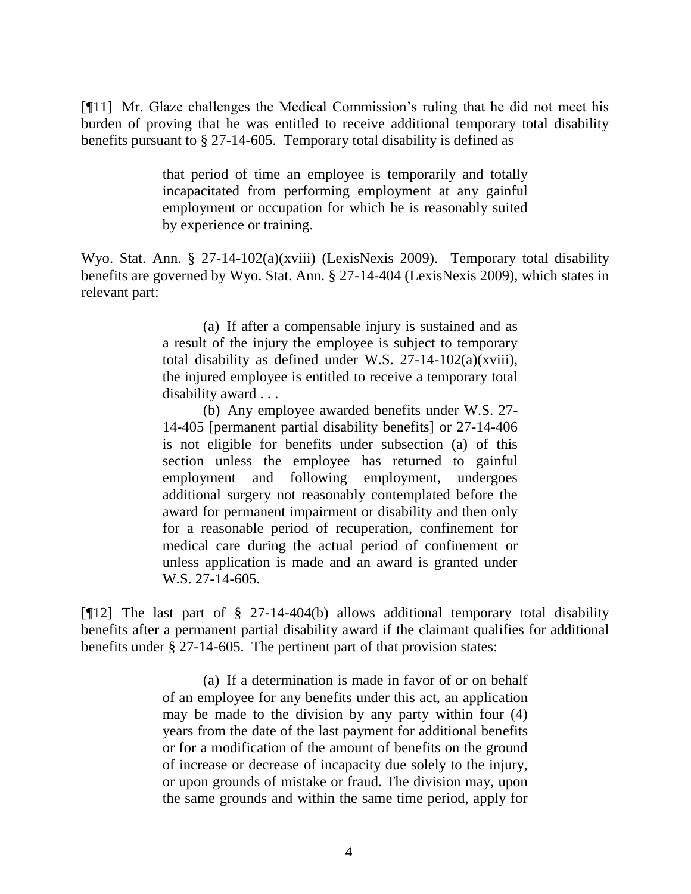[¶11] Mr. Glaze challenges the Medical Commission's ruling that he did not meet his burden of proving that he was entitled to receive additional temporary total disability benefits pursuant to § 27-14-605. Temporary total disability is defined as

> that period of time an employee is temporarily and totally incapacitated from performing employment at any gainful employment or occupation for which he is reasonably suited by experience or training.

Wyo. Stat. Ann. § 27-14-102(a)(xviii) (LexisNexis 2009). Temporary total disability benefits are governed by Wyo. Stat. Ann. § 27-14-404 (LexisNexis 2009), which states in relevant part:

> (a) If after a compensable injury is sustained and as a result of the injury the employee is subject to temporary total disability as defined under W.S. 27-14-102(a)(xviii), the injured employee is entitled to receive a temporary total disability award . . .
>
> (b) Any employee awarded benefits under W.S. 27-14-405 [permanent partial disability benefits] or 27-14-406 is not eligible for benefits under subsection (a) of this section unless the employee has returned to gainful employment and following employment, undergoes additional surgery not reasonably contemplated before the award for permanent impairment or disability and then only for a reasonable period of recuperation, confinement for medical care during the actual period of confinement or unless application is made and an award is granted under W.S. 27-14-605.

[¶12] The last part of § 27-14-404(b) allows additional temporary total disability benefits after a permanent partial disability award if the claimant qualifies for additional benefits under § 27-14-605. The pertinent part of that provision states:

> (a) If a determination is made in favor of or on behalf of an employee for any benefits under this act, an application may be made to the division by any party within four (4) years from the date of the last payment for additional benefits or for a modification of the amount of benefits on the ground of increase or decrease of incapacity due solely to the injury, or upon grounds of mistake or fraud. The division may, upon the same grounds and within the same time period, apply for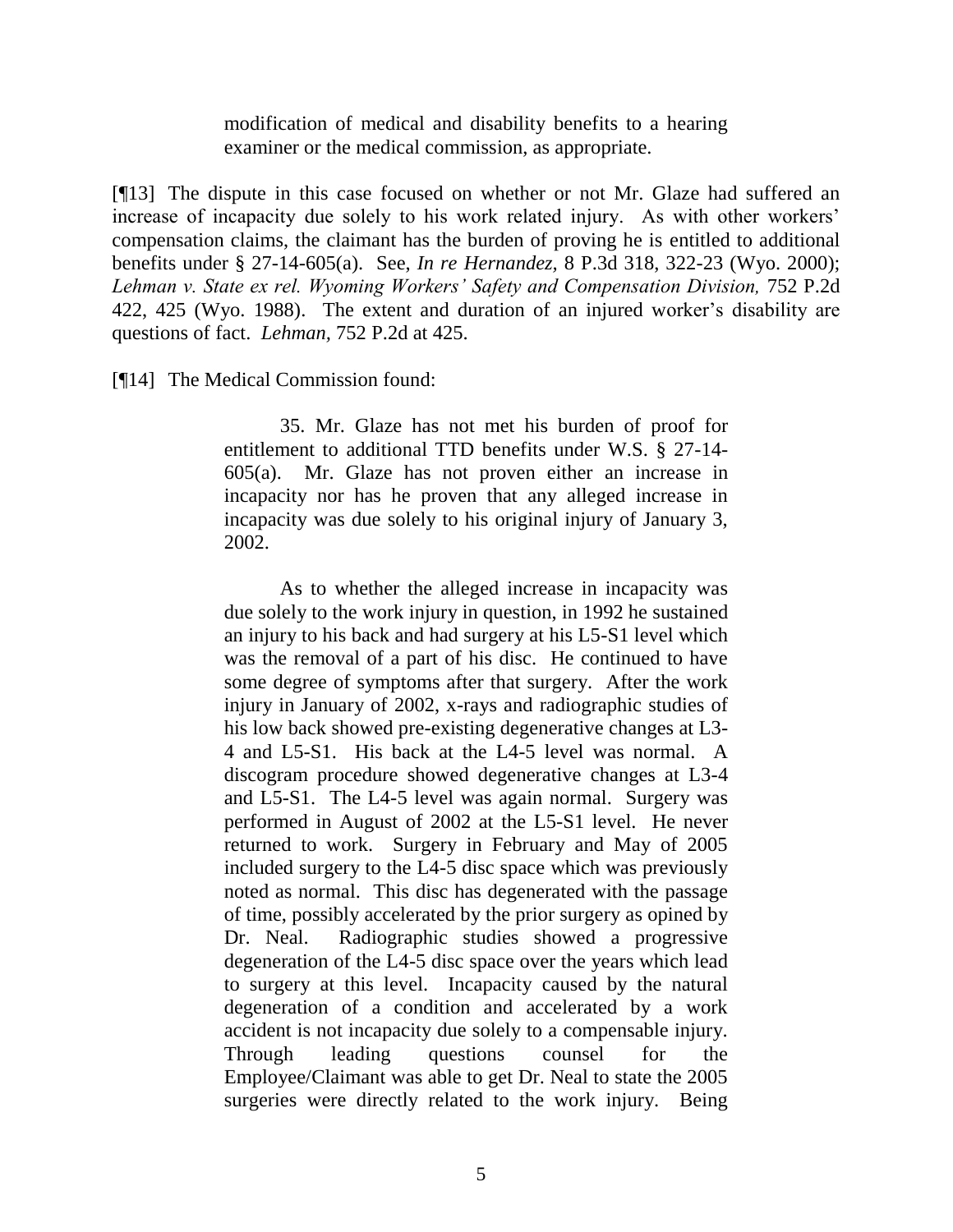> modification of medical and disability benefits to a hearing examiner or the medical commission, as appropriate.

[¶13] The dispute in this case focused on whether or not Mr. Glaze had suffered an increase of incapacity due solely to his work related injury. As with other workers' compensation claims, the claimant has the burden of proving he is entitled to additional benefits under § 27-14-605(a). See, *In re Hernandez*, 8 P.3d 318, 322-23 (Wyo. 2000); *Lehman v. State ex rel. Wyoming Workers' Safety and Compensation Division,* 752 P.2d 422, 425 (Wyo. 1988). The extent and duration of an injured worker's disability are questions of fact. *Lehman*, 752 P.2d at 425.

[¶14] The Medical Commission found:

> 35. Mr. Glaze has not met his burden of proof for entitlement to additional TTD benefits under W.S. § 27-14-605(a). Mr. Glaze has not proven either an increase in incapacity nor has he proven that any alleged increase in incapacity was due solely to his original injury of January 3, 2002.
>
> As to whether the alleged increase in incapacity was due solely to the work injury in question, in 1992 he sustained an injury to his back and had surgery at his L5-S1 level which was the removal of a part of his disc. He continued to have some degree of symptoms after that surgery. After the work injury in January of 2002, x-rays and radiographic studies of his low back showed pre-existing degenerative changes at L3-4 and L5-S1. His back at the L4-5 level was normal. A discogram procedure showed degenerative changes at L3-4 and L5-S1. The L4-5 level was again normal. Surgery was performed in August of 2002 at the L5-S1 level. He never returned to work. Surgery in February and May of 2005 included surgery to the L4-5 disc space which was previously noted as normal. This disc has degenerated with the passage of time, possibly accelerated by the prior surgery as opined by Dr. Neal. Radiographic studies showed a progressive degeneration of the L4-5 disc space over the years which lead to surgery at this level. Incapacity caused by the natural degeneration of a condition and accelerated by a work accident is not incapacity due solely to a compensable injury. Through leading questions counsel for the Employee/Claimant was able to get Dr. Neal to state the 2005 surgeries were directly related to the work injury. Being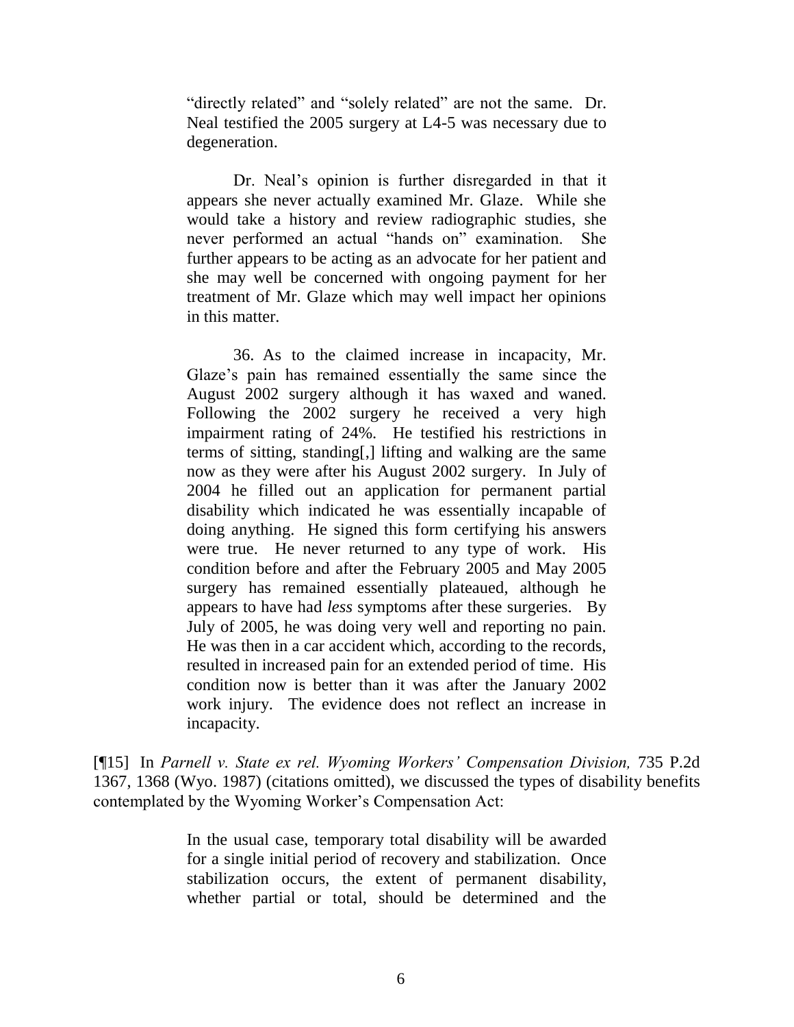> "directly related" and "solely related" are not the same. Dr. Neal testified the 2005 surgery at L4-5 was necessary due to degeneration.
>
> Dr. Neal's opinion is further disregarded in that it appears she never actually examined Mr. Glaze. While she would take a history and review radiographic studies, she never performed an actual "hands on" examination. She further appears to be acting as an advocate for her patient and she may well be concerned with ongoing payment for her treatment of Mr. Glaze which may well impact her opinions in this matter.
>
> 36. As to the claimed increase in incapacity, Mr. Glaze's pain has remained essentially the same since the August 2002 surgery although it has waxed and waned. Following the 2002 surgery he received a very high impairment rating of 24%. He testified his restrictions in terms of sitting, standing[,] lifting and walking are the same now as they were after his August 2002 surgery. In July of 2004 he filled out an application for permanent partial disability which indicated he was essentially incapable of doing anything. He signed this form certifying his answers were true. He never returned to any type of work. His condition before and after the February 2005 and May 2005 surgery has remained essentially plateaued, although he appears to have had *less* symptoms after these surgeries. By July of 2005, he was doing very well and reporting no pain. He was then in a car accident which, according to the records, resulted in increased pain for an extended period of time. His condition now is better than it was after the January 2002 work injury. The evidence does not reflect an increase in incapacity.

[¶15] In *Parnell v. State ex rel. Wyoming Workers' Compensation Division,* 735 P.2d 1367, 1368 (Wyo. 1987) (citations omitted), we discussed the types of disability benefits contemplated by the Wyoming Worker's Compensation Act:

> In the usual case, temporary total disability will be awarded for a single initial period of recovery and stabilization. Once stabilization occurs, the extent of permanent disability, whether partial or total, should be determined and the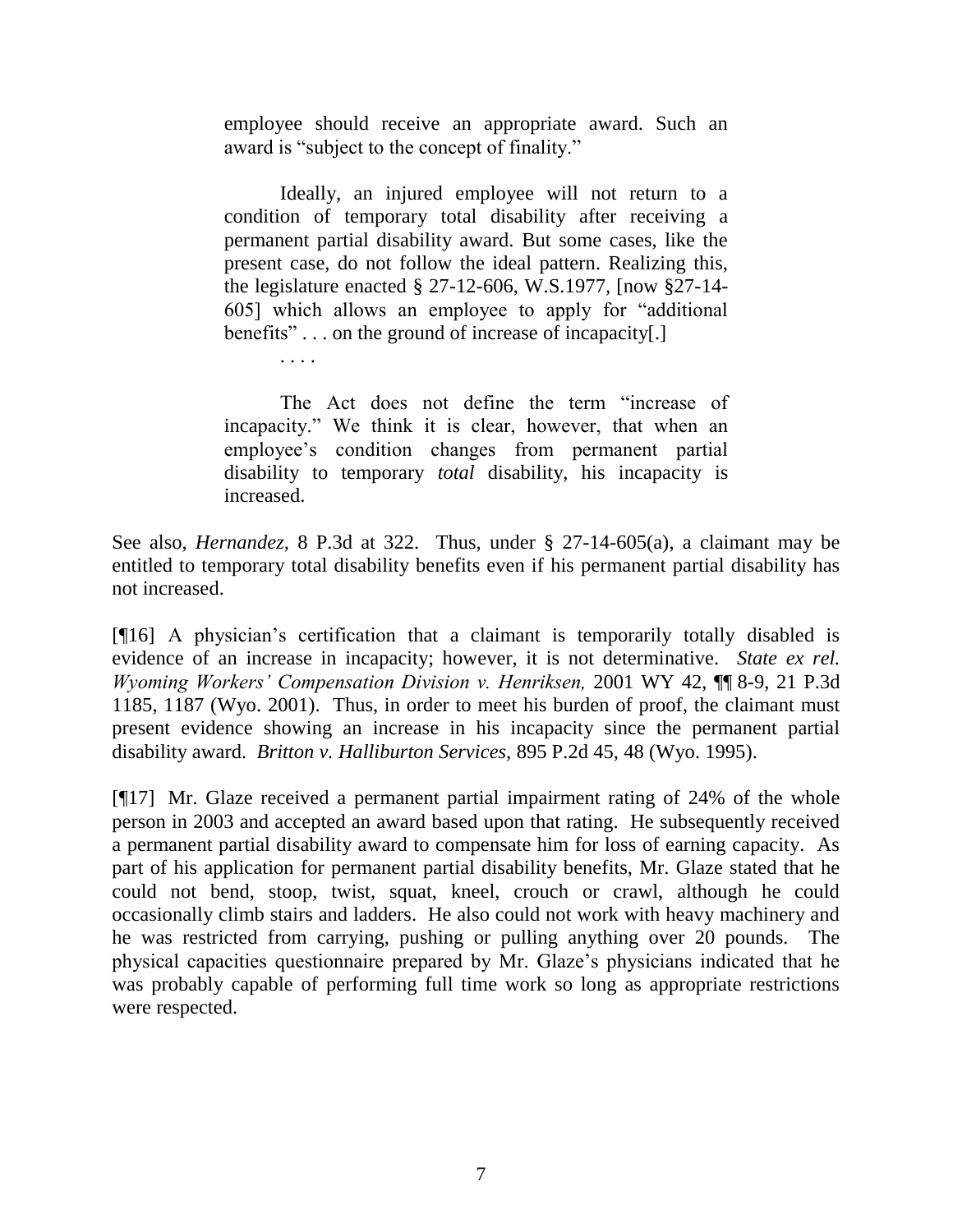> employee should receive an appropriate award. Such an award is "subject to the concept of finality."
>
> Ideally, an injured employee will not return to a condition of temporary total disability after receiving a permanent partial disability award. But some cases, like the present case, do not follow the ideal pattern. Realizing this, the legislature enacted § 27-12-606, W.S.1977, [now §27-14-605] which allows an employee to apply for "additional benefits" . . . on the ground of increase of incapacity[.]
>
> . . . .
>
> The Act does not define the term "increase of incapacity." We think it is clear, however, that when an employee's condition changes from permanent partial disability to temporary *total* disability, his incapacity is increased.

See also, *Hernandez,* 8 P.3d at 322. Thus, under § 27-14-605(a), a claimant may be entitled to temporary total disability benefits even if his permanent partial disability has not increased.

[¶16] A physician's certification that a claimant is temporarily totally disabled is evidence of an increase in incapacity; however, it is not determinative. *State ex rel. Wyoming Workers' Compensation Division v. Henriksen,* 2001 WY 42, ¶¶ 8-9, 21 P.3d 1185, 1187 (Wyo. 2001). Thus, in order to meet his burden of proof, the claimant must present evidence showing an increase in his incapacity since the permanent partial disability award. *Britton v. Halliburton Services,* 895 P.2d 45, 48 (Wyo. 1995).

[¶17] Mr. Glaze received a permanent partial impairment rating of 24% of the whole person in 2003 and accepted an award based upon that rating. He subsequently received a permanent partial disability award to compensate him for loss of earning capacity. As part of his application for permanent partial disability benefits, Mr. Glaze stated that he could not bend, stoop, twist, squat, kneel, crouch or crawl, although he could occasionally climb stairs and ladders. He also could not work with heavy machinery and he was restricted from carrying, pushing or pulling anything over 20 pounds. The physical capacities questionnaire prepared by Mr. Glaze's physicians indicated that he was probably capable of performing full time work so long as appropriate restrictions were respected.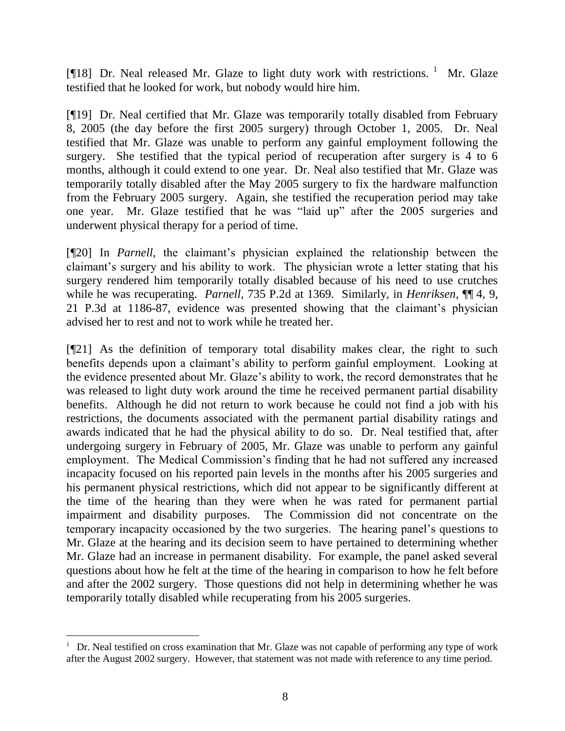[¶18] Dr. Neal released Mr. Glaze to light duty work with restrictions. [1] Mr. Glaze testified that he looked for work, but nobody would hire him.

[¶19] Dr. Neal certified that Mr. Glaze was temporarily totally disabled from February 8, 2005 (the day before the first 2005 surgery) through October 1, 2005. Dr. Neal testified that Mr. Glaze was unable to perform any gainful employment following the surgery. She testified that the typical period of recuperation after surgery is 4 to 6 months, although it could extend to one year. Dr. Neal also testified that Mr. Glaze was temporarily totally disabled after the May 2005 surgery to fix the hardware malfunction from the February 2005 surgery. Again, she testified the recuperation period may take one year. Mr. Glaze testified that he was "laid up" after the 2005 surgeries and underwent physical therapy for a period of time.

[¶20] In *Parnell,* the claimant's physician explained the relationship between the claimant's surgery and his ability to work. The physician wrote a letter stating that his surgery rendered him temporarily totally disabled because of his need to use crutches while he was recuperating. *Parnell,* 735 P.2d at 1369. Similarly, in *Henriksen,* ¶¶ 4, 9, 21 P.3d at 1186-87, evidence was presented showing that the claimant's physician advised her to rest and not to work while he treated her.

[¶21] As the definition of temporary total disability makes clear, the right to such benefits depends upon a claimant's ability to perform gainful employment. Looking at the evidence presented about Mr. Glaze's ability to work, the record demonstrates that he was released to light duty work around the time he received permanent partial disability benefits. Although he did not return to work because he could not find a job with his restrictions, the documents associated with the permanent partial disability ratings and awards indicated that he had the physical ability to do so. Dr. Neal testified that, after undergoing surgery in February of 2005, Mr. Glaze was unable to perform any gainful employment. The Medical Commission's finding that he had not suffered any increased incapacity focused on his reported pain levels in the months after his 2005 surgeries and his permanent physical restrictions, which did not appear to be significantly different at the time of the hearing than they were when he was rated for permanent partial impairment and disability purposes. The Commission did not concentrate on the temporary incapacity occasioned by the two surgeries. The hearing panel's questions to Mr. Glaze at the hearing and its decision seem to have pertained to determining whether Mr. Glaze had an increase in permanent disability. For example, the panel asked several questions about how he felt at the time of the hearing in comparison to how he felt before and after the 2002 surgery. Those questions did not help in determining whether he was temporarily totally disabled while recuperating from his 2005 surgeries.

---

[1] Dr. Neal testified on cross examination that Mr. Glaze was not capable of performing any type of work after the August 2002 surgery. However, that statement was not made with reference to any time period.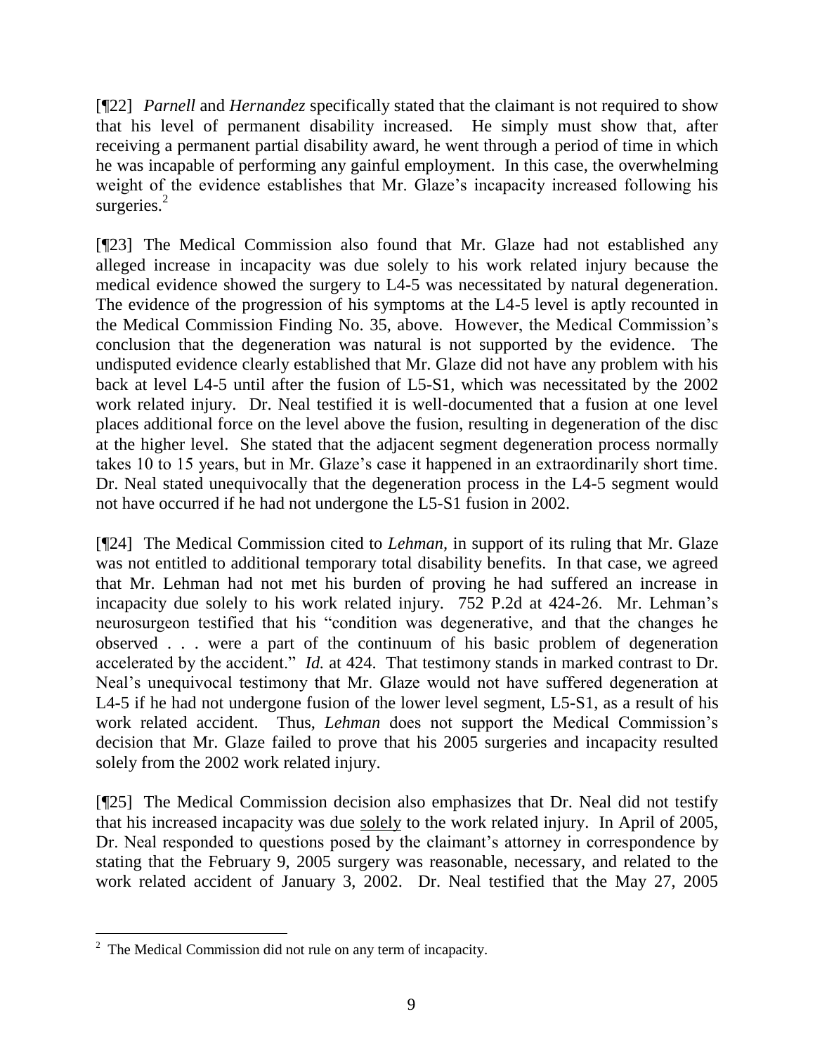[¶22] *Parnell* and *Hernandez* specifically stated that the claimant is not required to show that his level of permanent disability increased. He simply must show that, after receiving a permanent partial disability award, he went through a period of time in which he was incapable of performing any gainful employment. In this case, the overwhelming weight of the evidence establishes that Mr. Glaze's incapacity increased following his surgeries.[2]

[¶23] The Medical Commission also found that Mr. Glaze had not established any alleged increase in incapacity was due solely to his work related injury because the medical evidence showed the surgery to L4-5 was necessitated by natural degeneration. The evidence of the progression of his symptoms at the L4-5 level is aptly recounted in the Medical Commission Finding No. 35, above. However, the Medical Commission's conclusion that the degeneration was natural is not supported by the evidence. The undisputed evidence clearly established that Mr. Glaze did not have any problem with his back at level L4-5 until after the fusion of L5-S1, which was necessitated by the 2002 work related injury. Dr. Neal testified it is well-documented that a fusion at one level places additional force on the level above the fusion, resulting in degeneration of the disc at the higher level. She stated that the adjacent segment degeneration process normally takes 10 to 15 years, but in Mr. Glaze's case it happened in an extraordinarily short time. Dr. Neal stated unequivocally that the degeneration process in the L4-5 segment would not have occurred if he had not undergone the L5-S1 fusion in 2002.

[¶24] The Medical Commission cited to *Lehman*, in support of its ruling that Mr. Glaze was not entitled to additional temporary total disability benefits. In that case, we agreed that Mr. Lehman had not met his burden of proving he had suffered an increase in incapacity due solely to his work related injury. 752 P.2d at 424-26. Mr. Lehman's neurosurgeon testified that his "condition was degenerative, and that the changes he observed . . . were a part of the continuum of his basic problem of degeneration accelerated by the accident." *Id.* at 424. That testimony stands in marked contrast to Dr. Neal's unequivocal testimony that Mr. Glaze would not have suffered degeneration at L4-5 if he had not undergone fusion of the lower level segment, L5-S1, as a result of his work related accident. Thus, *Lehman* does not support the Medical Commission's decision that Mr. Glaze failed to prove that his 2005 surgeries and incapacity resulted solely from the 2002 work related injury.

[¶25] The Medical Commission decision also emphasizes that Dr. Neal did not testify that his increased incapacity was due <u>solely</u> to the work related injury. In April of 2005, Dr. Neal responded to questions posed by the claimant's attorney in correspondence by stating that the February 9, 2005 surgery was reasonable, necessary, and related to the work related accident of January 3, 2002. Dr. Neal testified that the May 27, 2005

---

[2] The Medical Commission did not rule on any term of incapacity.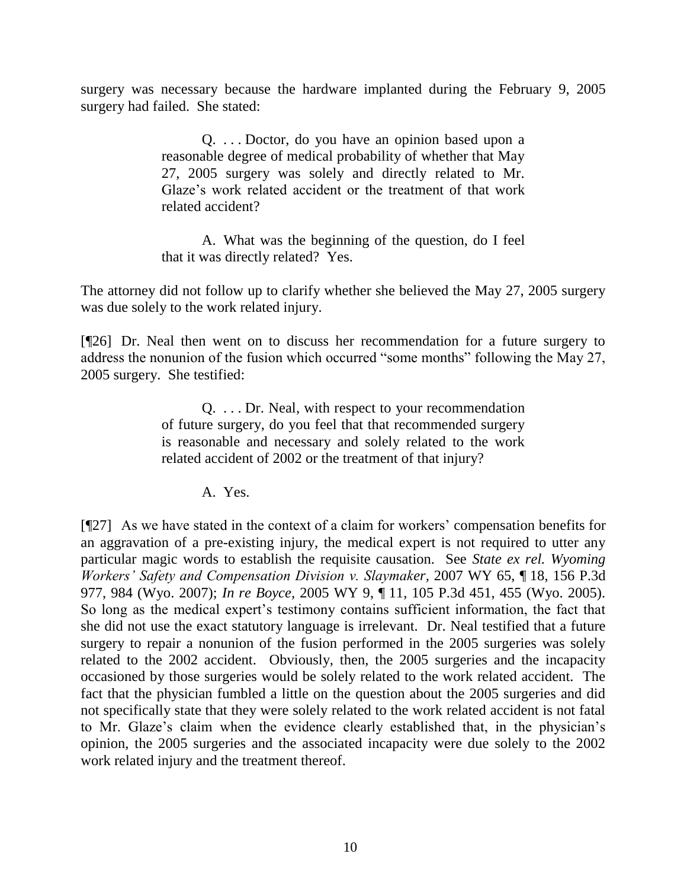surgery was necessary because the hardware implanted during the February 9, 2005 surgery had failed. She stated:

> Q. . . . Doctor, do you have an opinion based upon a reasonable degree of medical probability of whether that May 27, 2005 surgery was solely and directly related to Mr. Glaze's work related accident or the treatment of that work related accident?
>
> A. What was the beginning of the question, do I feel that it was directly related? Yes.

The attorney did not follow up to clarify whether she believed the May 27, 2005 surgery was due solely to the work related injury.

[¶26] Dr. Neal then went on to discuss her recommendation for a future surgery to address the nonunion of the fusion which occurred "some months" following the May 27, 2005 surgery. She testified:

> Q. . . . Dr. Neal, with respect to your recommendation of future surgery, do you feel that that recommended surgery is reasonable and necessary and solely related to the work related accident of 2002 or the treatment of that injury?
>
> A. Yes.

[¶27] As we have stated in the context of a claim for workers' compensation benefits for an aggravation of a pre-existing injury, the medical expert is not required to utter any particular magic words to establish the requisite causation. See *State ex rel. Wyoming Workers' Safety and Compensation Division v. Slaymaker*, 2007 WY 65, ¶ 18, 156 P.3d 977, 984 (Wyo. 2007); *In re Boyce*, 2005 WY 9, ¶ 11, 105 P.3d 451, 455 (Wyo. 2005). So long as the medical expert's testimony contains sufficient information, the fact that she did not use the exact statutory language is irrelevant. Dr. Neal testified that a future surgery to repair a nonunion of the fusion performed in the 2005 surgeries was solely related to the 2002 accident. Obviously, then, the 2005 surgeries and the incapacity occasioned by those surgeries would be solely related to the work related accident. The fact that the physician fumbled a little on the question about the 2005 surgeries and did not specifically state that they were solely related to the work related accident is not fatal to Mr. Glaze's claim when the evidence clearly established that, in the physician's opinion, the 2005 surgeries and the associated incapacity were due solely to the 2002 work related injury and the treatment thereof.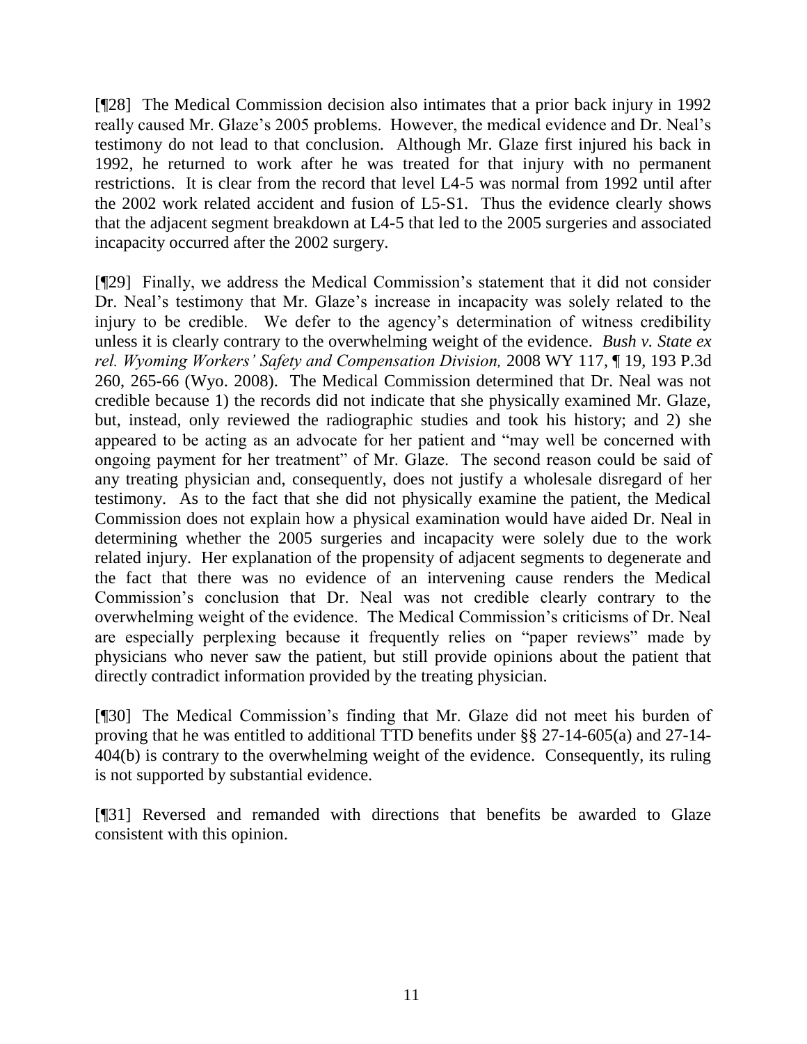[¶28] The Medical Commission decision also intimates that a prior back injury in 1992 really caused Mr. Glaze's 2005 problems. However, the medical evidence and Dr. Neal's testimony do not lead to that conclusion. Although Mr. Glaze first injured his back in 1992, he returned to work after he was treated for that injury with no permanent restrictions. It is clear from the record that level L4-5 was normal from 1992 until after the 2002 work related accident and fusion of L5-S1. Thus the evidence clearly shows that the adjacent segment breakdown at L4-5 that led to the 2005 surgeries and associated incapacity occurred after the 2002 surgery.

[¶29] Finally, we address the Medical Commission's statement that it did not consider Dr. Neal's testimony that Mr. Glaze's increase in incapacity was solely related to the injury to be credible. We defer to the agency's determination of witness credibility unless it is clearly contrary to the overwhelming weight of the evidence. *Bush v. State ex rel. Wyoming Workers' Safety and Compensation Division,* 2008 WY 117, ¶ 19, 193 P.3d 260, 265-66 (Wyo. 2008). The Medical Commission determined that Dr. Neal was not credible because 1) the records did not indicate that she physically examined Mr. Glaze, but, instead, only reviewed the radiographic studies and took his history; and 2) she appeared to be acting as an advocate for her patient and "may well be concerned with ongoing payment for her treatment" of Mr. Glaze. The second reason could be said of any treating physician and, consequently, does not justify a wholesale disregard of her testimony. As to the fact that she did not physically examine the patient, the Medical Commission does not explain how a physical examination would have aided Dr. Neal in determining whether the 2005 surgeries and incapacity were solely due to the work related injury. Her explanation of the propensity of adjacent segments to degenerate and the fact that there was no evidence of an intervening cause renders the Medical Commission's conclusion that Dr. Neal was not credible clearly contrary to the overwhelming weight of the evidence. The Medical Commission's criticisms of Dr. Neal are especially perplexing because it frequently relies on "paper reviews" made by physicians who never saw the patient, but still provide opinions about the patient that directly contradict information provided by the treating physician.

[¶30] The Medical Commission's finding that Mr. Glaze did not meet his burden of proving that he was entitled to additional TTD benefits under §§ 27-14-605(a) and 27-14-404(b) is contrary to the overwhelming weight of the evidence. Consequently, its ruling is not supported by substantial evidence.

[¶31] Reversed and remanded with directions that benefits be awarded to Glaze consistent with this opinion.